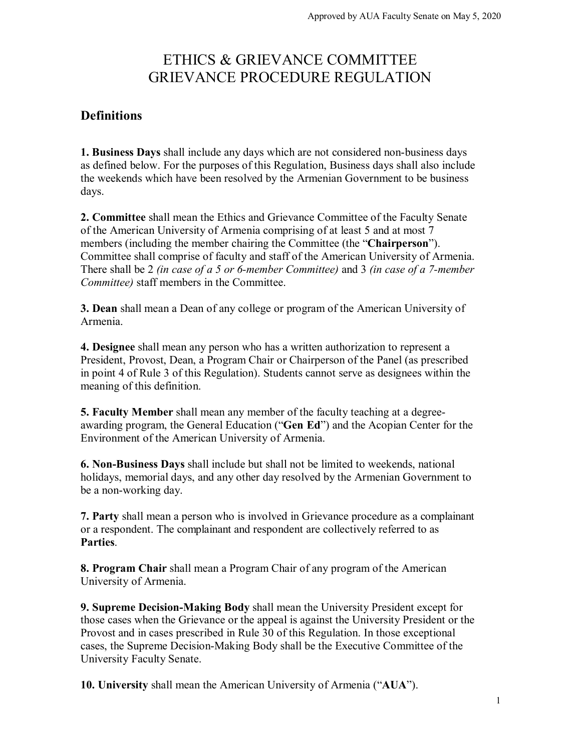Approved by AUA Faculty Senate on May 5, 2020

# ETHICS & GRIEVANCE COMMITTEE GRIEVANCE PROCEDURE REGULATION

## Definitions

**1. Business Days** shall include any days which are not considered non-business days as defined below. For the purposes of this Regulation, Business days shall also include the weekends which have been resolved by the Armenian Government to be business days.

**2. Committee** shall mean the Ethics and Grievance Committee of the Faculty Senate of the American University of Armenia comprising of at least 5 and at most 7 members (including the member chairing the Committee (the "**Chairperson**"). Committee shall comprise of faculty and staff of the American University of Armenia. There shall be 2 *(in case of a 5 or 6-member Committee)* and 3 *(in case of a 7-member Committee)* staff members in the Committee.

**3. Dean** shall mean a Dean of any college or program of the American University of Armenia.

**4. Designee** shall mean any person who has a written authorization to represent a President, Provost, Dean, a Program Chair or Chairperson of the Panel (as prescribed in point 4 of Rule 3 of this Regulation). Students cannot serve as designees within the meaning of this definition.

**5. Faculty Member** shall mean any member of the faculty teaching at a degree-awarding program, the General Education ("**Gen Ed**") and the Acopian Center for the Environment of the American University of Armenia.

**6. Non-Business Days** shall include but shall not be limited to weekends, national holidays, memorial days, and any other day resolved by the Armenian Government to be a non-working day.

**7. Party** shall mean a person who is involved in Grievance procedure as a complainant or a respondent. The complainant and respondent are collectively referred to as **Parties**.

**8. Program Chair** shall mean a Program Chair of any program of the American University of Armenia.

**9. Supreme Decision-Making Body** shall mean the University President except for those cases when the Grievance or the appeal is against the University President or the Provost and in cases prescribed in Rule 30 of this Regulation. In those exceptional cases, the Supreme Decision-Making Body shall be the Executive Committee of the University Faculty Senate.

**10. University** shall mean the American University of Armenia ("**AUA**").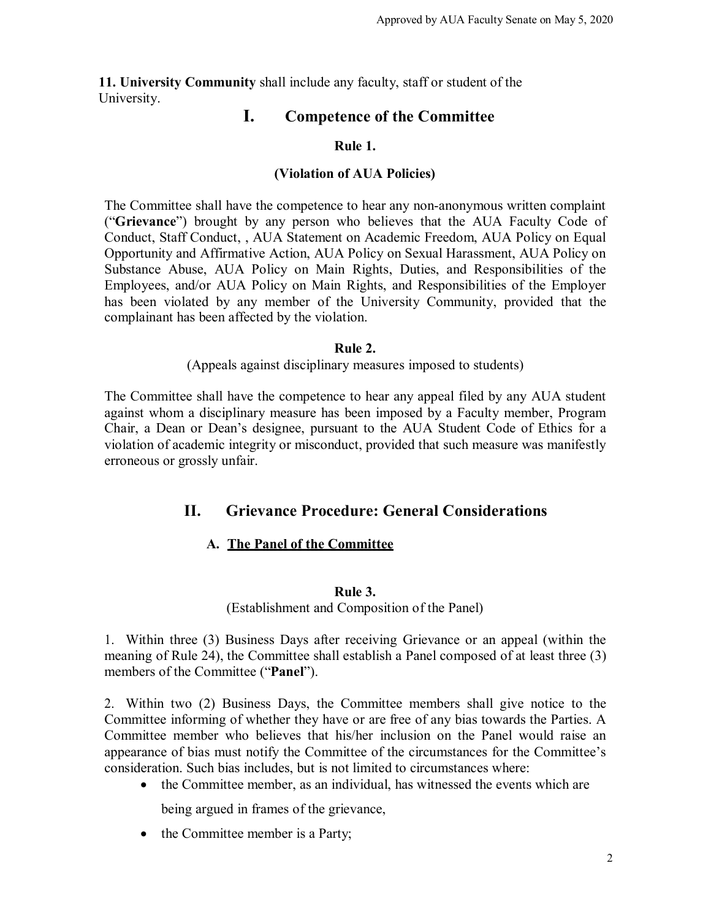**11. University Community** shall include any faculty, staff or student of the University.

# I. Competence of the Committee

### Rule 1.

### (Violation of AUA Policies)

The Committee shall have the competence to hear any non-anonymous written complaint ("**Grievance**") brought by any person who believes that the AUA Faculty Code of Conduct, Staff Conduct, , AUA Statement on Academic Freedom, AUA Policy on Equal Opportunity and Affirmative Action, AUA Policy on Sexual Harassment, AUA Policy on Substance Abuse, AUA Policy on Main Rights, Duties, and Responsibilities of the Employees, and/or AUA Policy on Main Rights, and Responsibilities of the Employer has been violated by any member of the University Community, provided that the complainant has been affected by the violation.

### Rule 2.

(Appeals against disciplinary measures imposed to students)

The Committee shall have the competence to hear any appeal filed by any AUA student against whom a disciplinary measure has been imposed by a Faculty member, Program Chair, a Dean or Dean's designee, pursuant to the AUA Student Code of Ethics for a violation of academic integrity or misconduct, provided that such measure was manifestly erroneous or grossly unfair.

# II. Grievance Procedure: General Considerations

## A. The Panel of the Committee

### Rule 3.

(Establishment and Composition of the Panel)

1. Within three (3) Business Days after receiving Grievance or an appeal (within the meaning of Rule 24), the Committee shall establish a Panel composed of at least three (3) members of the Committee ("**Panel**").

2. Within two (2) Business Days, the Committee members shall give notice to the Committee informing of whether they have or are free of any bias towards the Parties. A Committee member who believes that his/her inclusion on the Panel would raise an appearance of bias must notify the Committee of the circumstances for the Committee's consideration. Such bias includes, but is not limited to circumstances where:

- the Committee member, as an individual, has witnessed the events which are being argued in frames of the grievance,
- the Committee member is a Party;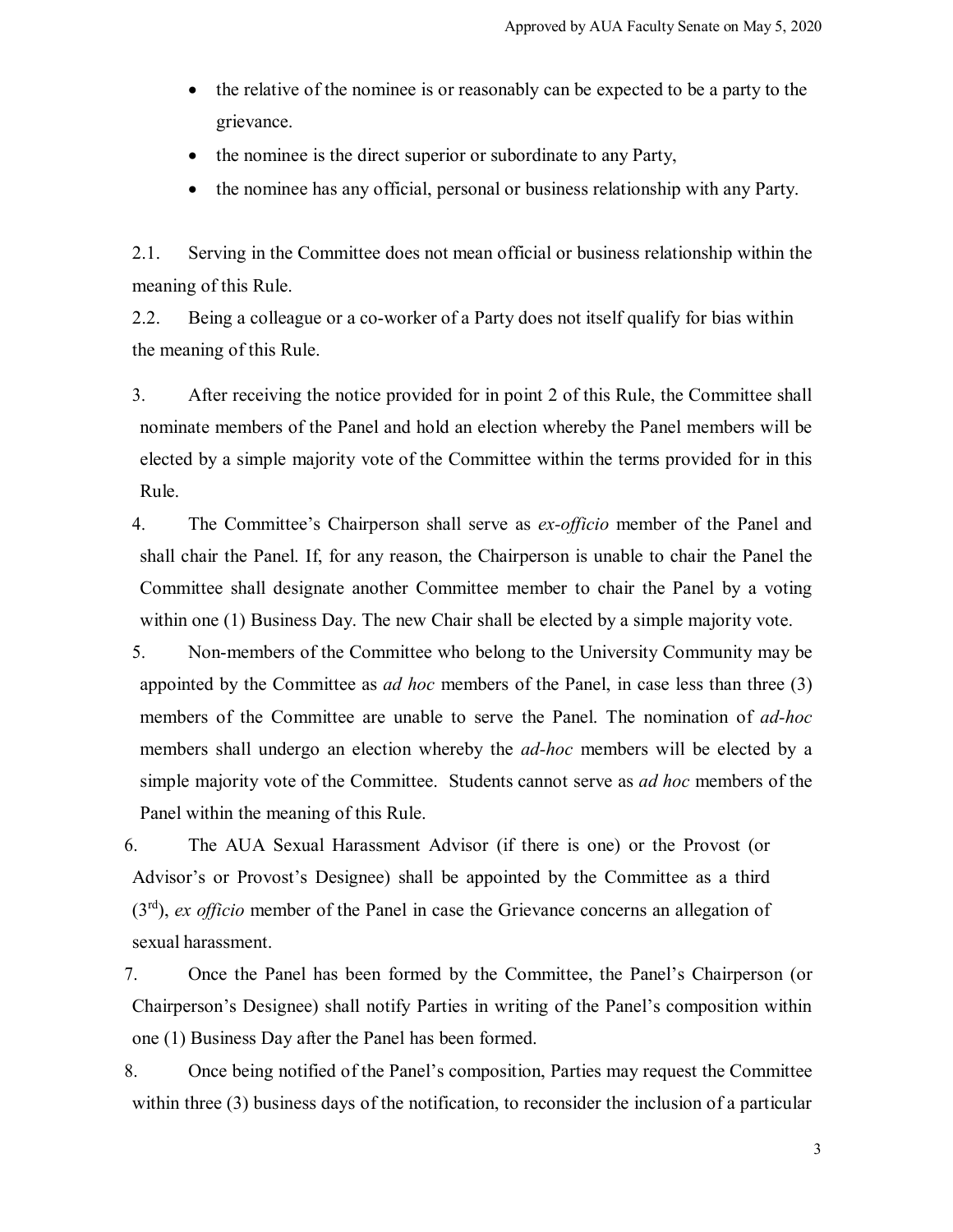- the relative of the nominee is or reasonably can be expected to be a party to the grievance.
- the nominee is the direct superior or subordinate to any Party,
- the nominee has any official, personal or business relationship with any Party.

2.1. Serving in the Committee does not mean official or business relationship within the meaning of this Rule.

2.2. Being a colleague or a co-worker of a Party does not itself qualify for bias within the meaning of this Rule.

3. After receiving the notice provided for in point 2 of this Rule, the Committee shall nominate members of the Panel and hold an election whereby the Panel members will be elected by a simple majority vote of the Committee within the terms provided for in this Rule.

4. The Committee's Chairperson shall serve as *ex-officio* member of the Panel and shall chair the Panel. If, for any reason, the Chairperson is unable to chair the Panel the Committee shall designate another Committee member to chair the Panel by a voting within one (1) Business Day. The new Chair shall be elected by a simple majority vote.

5. Non-members of the Committee who belong to the University Community may be appointed by the Committee as *ad hoc* members of the Panel, in case less than three (3) members of the Committee are unable to serve the Panel. The nomination of *ad-hoc* members shall undergo an election whereby the *ad-hoc* members will be elected by a simple majority vote of the Committee. Students cannot serve as *ad hoc* members of the Panel within the meaning of this Rule.

6. The AUA Sexual Harassment Advisor (if there is one) or the Provost (or Advisor's or Provost's Designee) shall be appointed by the Committee as a third (3rd), *ex officio* member of the Panel in case the Grievance concerns an allegation of sexual harassment.

7. Once the Panel has been formed by the Committee, the Panel's Chairperson (or Chairperson's Designee) shall notify Parties in writing of the Panel's composition within one (1) Business Day after the Panel has been formed.

8. Once being notified of the Panel's composition, Parties may request the Committee within three (3) business days of the notification, to reconsider the inclusion of a particular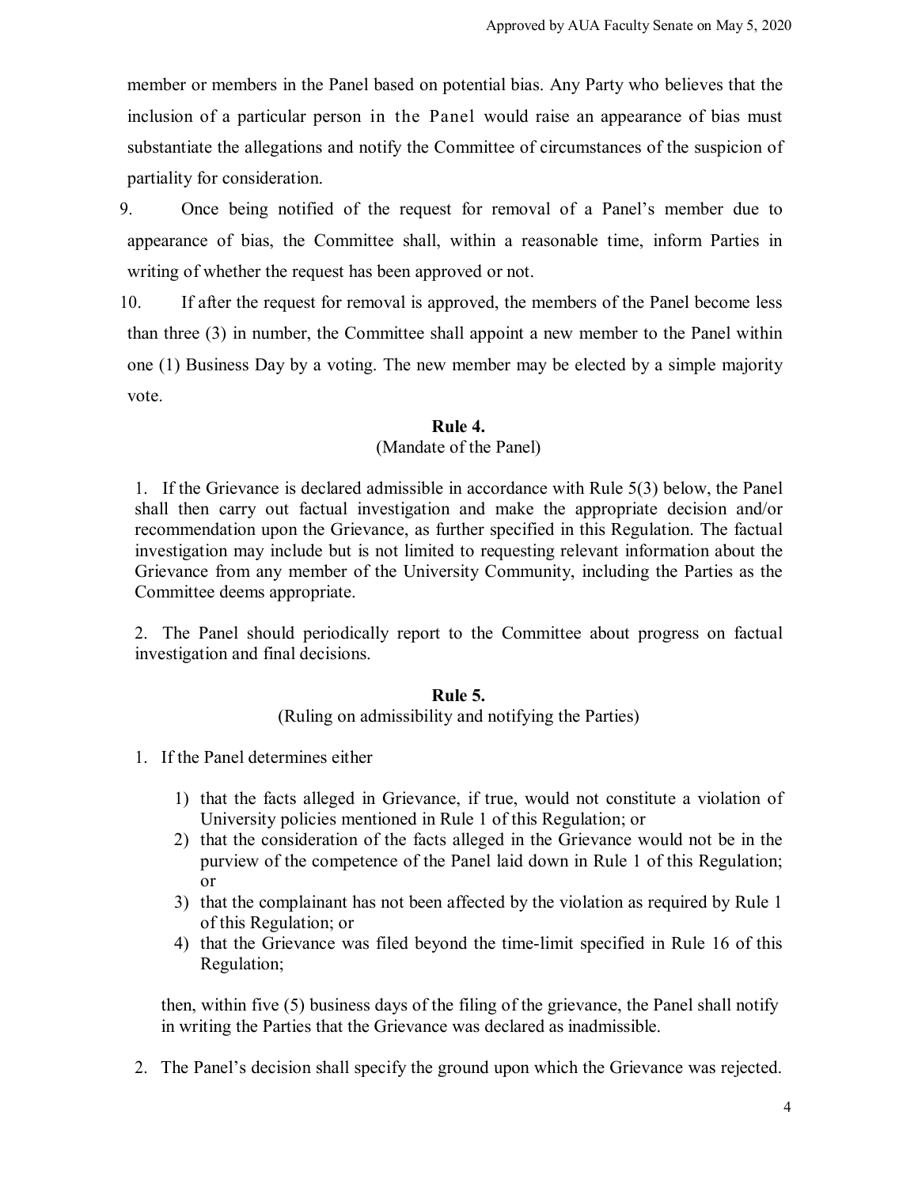member or members in the Panel based on potential bias. Any Party who believes that the inclusion of a particular person in the Panel would raise an appearance of bias must substantiate the allegations and notify the Committee of circumstances of the suspicion of partiality for consideration.

9. Once being notified of the request for removal of a Panel's member due to appearance of bias, the Committee shall, within a reasonable time, inform Parties in writing of whether the request has been approved or not.

10. If after the request for removal is approved, the members of the Panel become less than three (3) in number, the Committee shall appoint a new member to the Panel within one (1) Business Day by a voting. The new member may be elected by a simple majority vote.

### Rule 4.
(Mandate of the Panel)

1. If the Grievance is declared admissible in accordance with Rule 5(3) below, the Panel shall then carry out factual investigation and make the appropriate decision and/or recommendation upon the Grievance, as further specified in this Regulation. The factual investigation may include but is not limited to requesting relevant information about the Grievance from any member of the University Community, including the Parties as the Committee deems appropriate.

2. The Panel should periodically report to the Committee about progress on factual investigation and final decisions.

### Rule 5.
(Ruling on admissibility and notifying the Parties)

1. If the Panel determines either

   1) that the facts alleged in Grievance, if true, would not constitute a violation of University policies mentioned in Rule 1 of this Regulation; or
   2) that the consideration of the facts alleged in the Grievance would not be in the purview of the competence of the Panel laid down in Rule 1 of this Regulation; or
   3) that the complainant has not been affected by the violation as required by Rule 1 of this Regulation; or
   4) that the Grievance was filed beyond the time-limit specified in Rule 16 of this Regulation;

   then, within five (5) business days of the filing of the grievance, the Panel shall notify in writing the Parties that the Grievance was declared as inadmissible.

2. The Panel's decision shall specify the ground upon which the Grievance was rejected.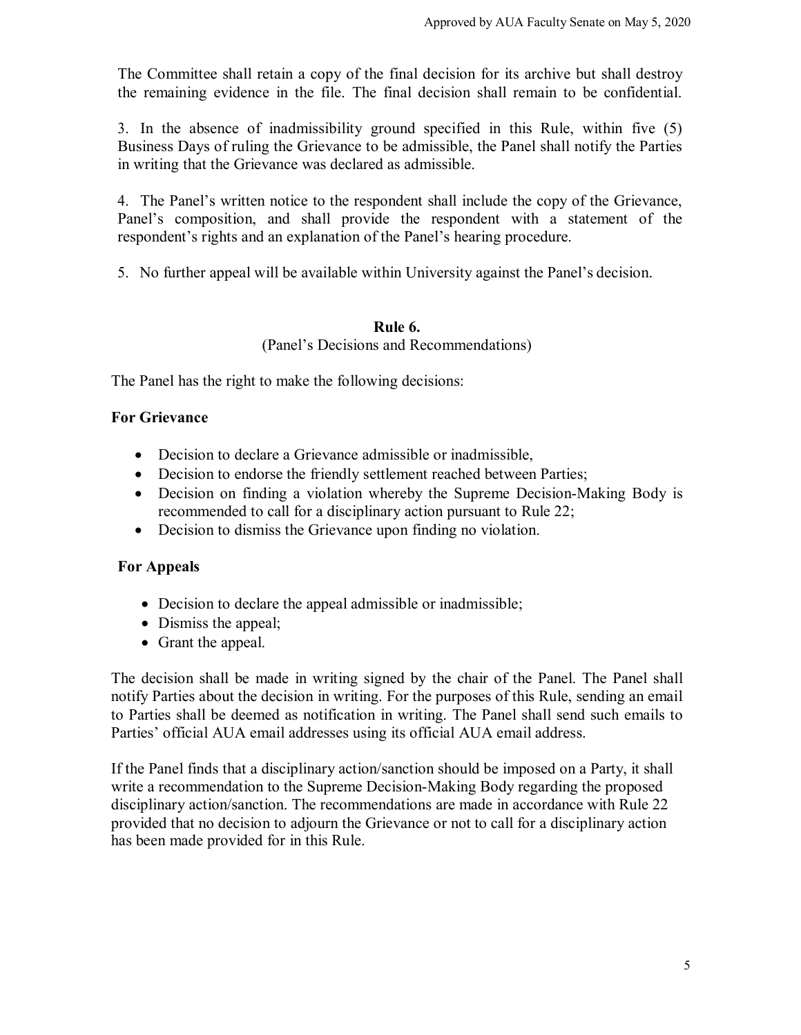The Committee shall retain a copy of the final decision for its archive but shall destroy the remaining evidence in the file. The final decision shall remain to be confidential.

3. In the absence of inadmissibility ground specified in this Rule, within five (5) Business Days of ruling the Grievance to be admissible, the Panel shall notify the Parties in writing that the Grievance was declared as admissible.

4. The Panel's written notice to the respondent shall include the copy of the Grievance, Panel's composition, and shall provide the respondent with a statement of the respondent's rights and an explanation of the Panel's hearing procedure.

5. No further appeal will be available within University against the Panel's decision.

## Rule 6.

(Panel's Decisions and Recommendations)

The Panel has the right to make the following decisions:

**For Grievance**

- Decision to declare a Grievance admissible or inadmissible,
- Decision to endorse the friendly settlement reached between Parties;
- Decision on finding a violation whereby the Supreme Decision-Making Body is recommended to call for a disciplinary action pursuant to Rule 22;
- Decision to dismiss the Grievance upon finding no violation.

**For Appeals**

- Decision to declare the appeal admissible or inadmissible;
- Dismiss the appeal;
- Grant the appeal.

The decision shall be made in writing signed by the chair of the Panel. The Panel shall notify Parties about the decision in writing. For the purposes of this Rule, sending an email to Parties shall be deemed as notification in writing. The Panel shall send such emails to Parties' official AUA email addresses using its official AUA email address.

If the Panel finds that a disciplinary action/sanction should be imposed on a Party, it shall write a recommendation to the Supreme Decision-Making Body regarding the proposed disciplinary action/sanction. The recommendations are made in accordance with Rule 22 provided that no decision to adjourn the Grievance or not to call for a disciplinary action has been made provided for in this Rule.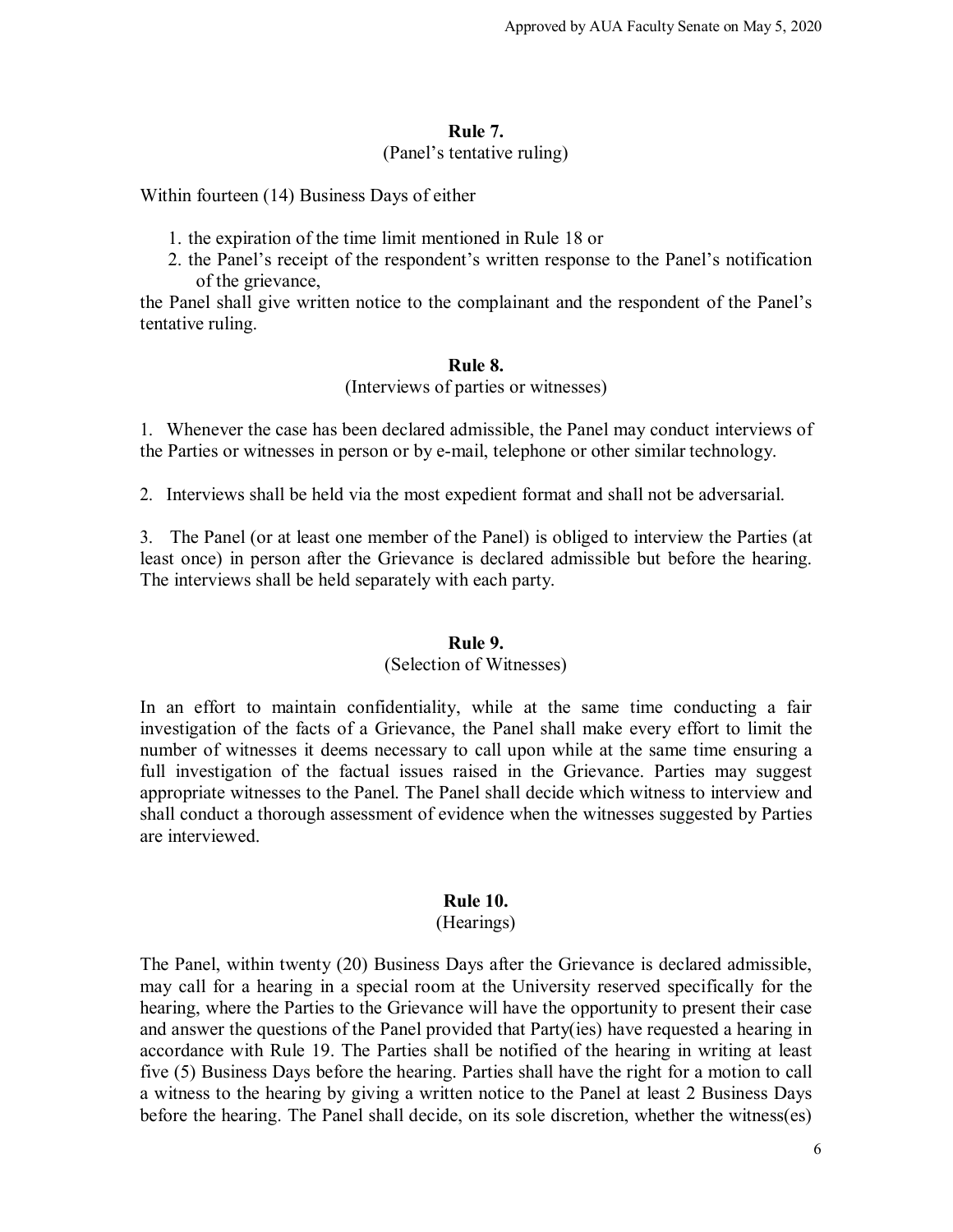### Rule 7.

(Panel's tentative ruling)

Within fourteen (14) Business Days of either

1. the expiration of the time limit mentioned in Rule 18 or
2. the Panel's receipt of the respondent's written response to the Panel's notification of the grievance,

the Panel shall give written notice to the complainant and the respondent of the Panel's tentative ruling.

### Rule 8.

(Interviews of parties or witnesses)

1. Whenever the case has been declared admissible, the Panel may conduct interviews of the Parties or witnesses in person or by e-mail, telephone or other similar technology.

2. Interviews shall be held via the most expedient format and shall not be adversarial.

3. The Panel (or at least one member of the Panel) is obliged to interview the Parties (at least once) in person after the Grievance is declared admissible but before the hearing. The interviews shall be held separately with each party.

### Rule 9.

(Selection of Witnesses)

In an effort to maintain confidentiality, while at the same time conducting a fair investigation of the facts of a Grievance, the Panel shall make every effort to limit the number of witnesses it deems necessary to call upon while at the same time ensuring a full investigation of the factual issues raised in the Grievance. Parties may suggest appropriate witnesses to the Panel. The Panel shall decide which witness to interview and shall conduct a thorough assessment of evidence when the witnesses suggested by Parties are interviewed.

### Rule 10.

(Hearings)

The Panel, within twenty (20) Business Days after the Grievance is declared admissible, may call for a hearing in a special room at the University reserved specifically for the hearing, where the Parties to the Grievance will have the opportunity to present their case and answer the questions of the Panel provided that Party(ies) have requested a hearing in accordance with Rule 19. The Parties shall be notified of the hearing in writing at least five (5) Business Days before the hearing. Parties shall have the right for a motion to call a witness to the hearing by giving a written notice to the Panel at least 2 Business Days before the hearing. The Panel shall decide, on its sole discretion, whether the witness(es)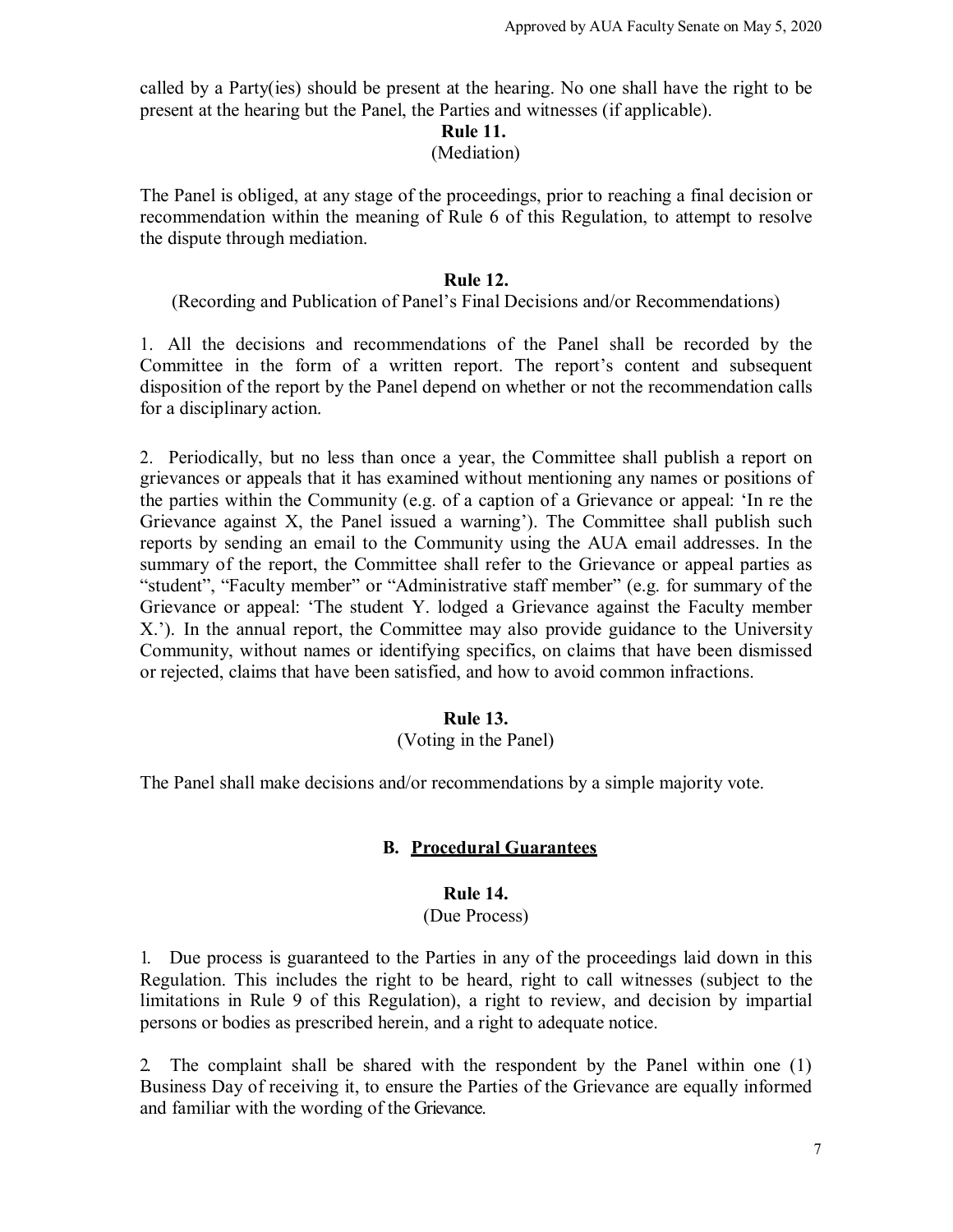called by a Party(ies) should be present at the hearing. No one shall have the right to be present at the hearing but the Panel, the Parties and witnesses (if applicable).

**Rule 11.**

(Mediation)

The Panel is obliged, at any stage of the proceedings, prior to reaching a final decision or recommendation within the meaning of Rule 6 of this Regulation, to attempt to resolve the dispute through mediation.

**Rule 12.**

(Recording and Publication of Panel's Final Decisions and/or Recommendations)

1. All the decisions and recommendations of the Panel shall be recorded by the Committee in the form of a written report. The report's content and subsequent disposition of the report by the Panel depend on whether or not the recommendation calls for a disciplinary action.

2. Periodically, but no less than once a year, the Committee shall publish a report on grievances or appeals that it has examined without mentioning any names or positions of the parties within the Community (e.g. of a caption of a Grievance or appeal: 'In re the Grievance against X, the Panel issued a warning'). The Committee shall publish such reports by sending an email to the Community using the AUA email addresses. In the summary of the report, the Committee shall refer to the Grievance or appeal parties as "student", "Faculty member" or "Administrative staff member" (e.g. for summary of the Grievance or appeal: 'The student Y. lodged a Grievance against the Faculty member X.'). In the annual report, the Committee may also provide guidance to the University Community, without names or identifying specifics, on claims that have been dismissed or rejected, claims that have been satisfied, and how to avoid common infractions.

**Rule 13.**

(Voting in the Panel)

The Panel shall make decisions and/or recommendations by a simple majority vote.

## B. Procedural Guarantees

**Rule 14.**

(Due Process)

1. Due process is guaranteed to the Parties in any of the proceedings laid down in this Regulation. This includes the right to be heard, right to call witnesses (subject to the limitations in Rule 9 of this Regulation), a right to review, and decision by impartial persons or bodies as prescribed herein, and a right to adequate notice.

2. The complaint shall be shared with the respondent by the Panel within one (1) Business Day of receiving it, to ensure the Parties of the Grievance are equally informed and familiar with the wording of the Grievance.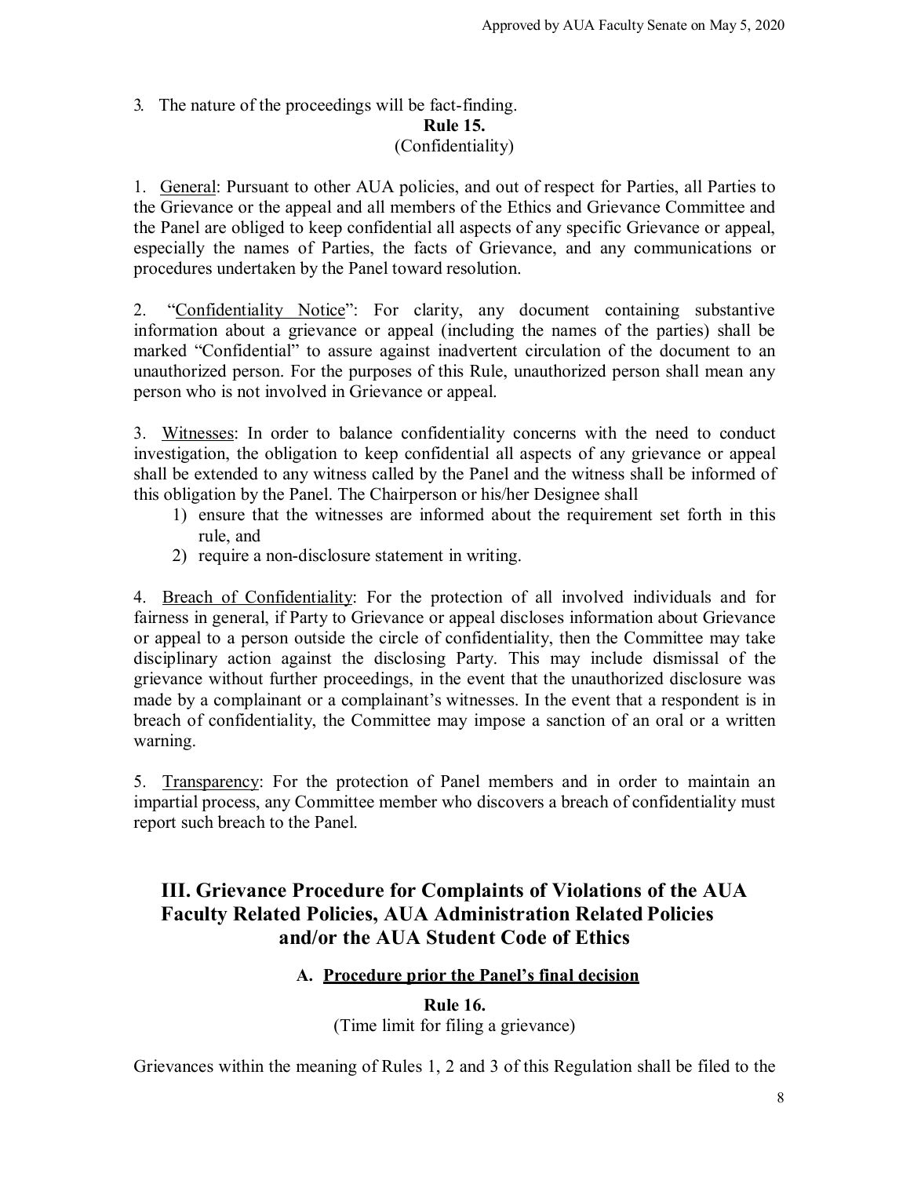3. The nature of the proceedings will be fact-finding.

**Rule 15.**
(Confidentiality)

1. General: Pursuant to other AUA policies, and out of respect for Parties, all Parties to the Grievance or the appeal and all members of the Ethics and Grievance Committee and the Panel are obliged to keep confidential all aspects of any specific Grievance or appeal, especially the names of Parties, the facts of Grievance, and any communications or procedures undertaken by the Panel toward resolution.

2. "Confidentiality Notice": For clarity, any document containing substantive information about a grievance or appeal (including the names of the parties) shall be marked "Confidential" to assure against inadvertent circulation of the document to an unauthorized person. For the purposes of this Rule, unauthorized person shall mean any person who is not involved in Grievance or appeal.

3. Witnesses: In order to balance confidentiality concerns with the need to conduct investigation, the obligation to keep confidential all aspects of any grievance or appeal shall be extended to any witness called by the Panel and the witness shall be informed of this obligation by the Panel. The Chairperson or his/her Designee shall
   1) ensure that the witnesses are informed about the requirement set forth in this rule, and
   2) require a non-disclosure statement in writing.

4. Breach of Confidentiality: For the protection of all involved individuals and for fairness in general, if Party to Grievance or appeal discloses information about Grievance or appeal to a person outside the circle of confidentiality, then the Committee may take disciplinary action against the disclosing Party. This may include dismissal of the grievance without further proceedings, in the event that the unauthorized disclosure was made by a complainant or a complainant's witnesses. In the event that a respondent is in breach of confidentiality, the Committee may impose a sanction of an oral or a written warning.

5. Transparency: For the protection of Panel members and in order to maintain an impartial process, any Committee member who discovers a breach of confidentiality must report such breach to the Panel.

## III. Grievance Procedure for Complaints of Violations of the AUA Faculty Related Policies, AUA Administration Related Policies and/or the AUA Student Code of Ethics

### A. Procedure prior the Panel's final decision

**Rule 16.**
(Time limit for filing a grievance)

Grievances within the meaning of Rules 1, 2 and 3 of this Regulation shall be filed to the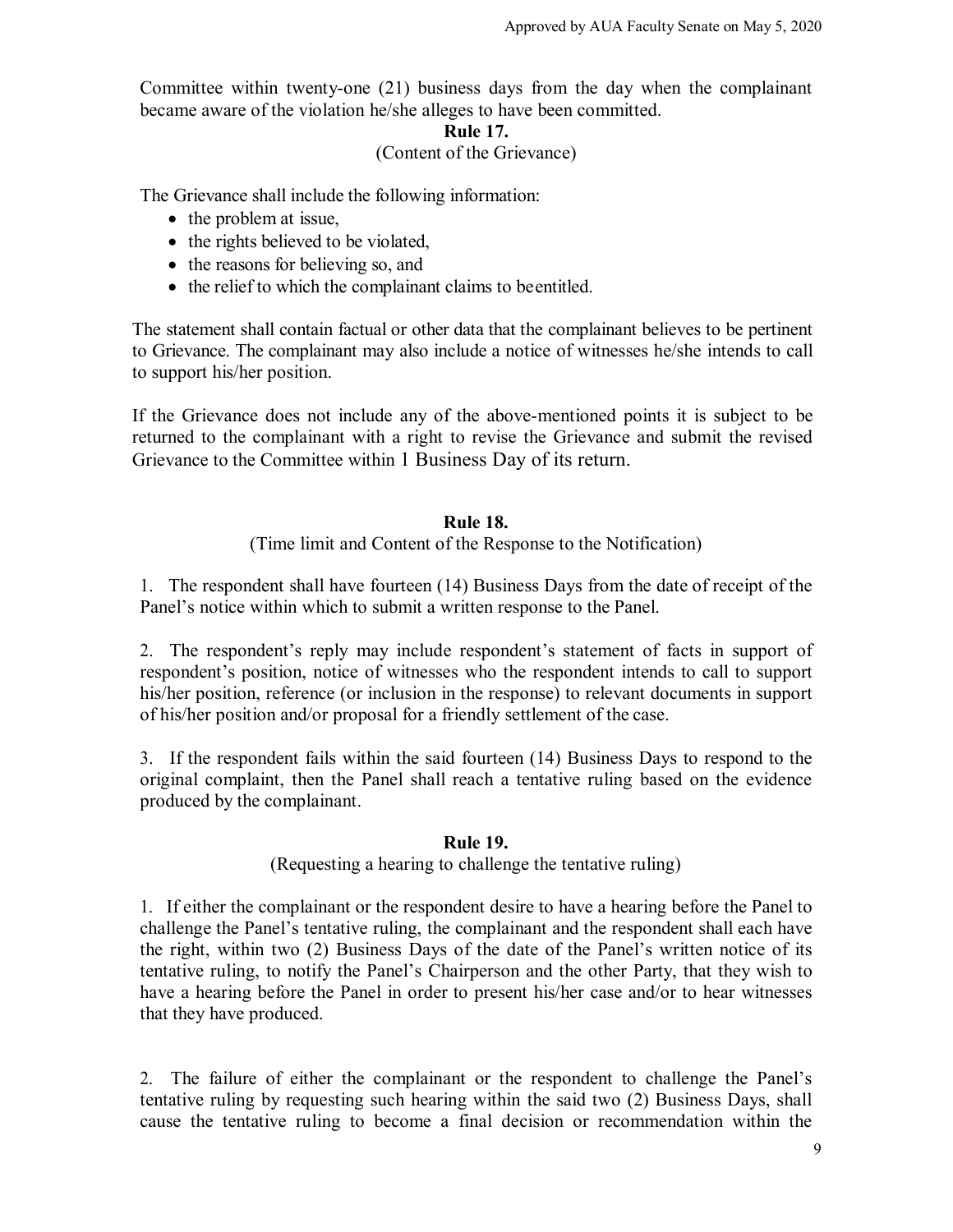Committee within twenty-one (21) business days from the day when the complainant became aware of the violation he/she alleges to have been committed.

**Rule 17.**

(Content of the Grievance)

The Grievance shall include the following information:

- the problem at issue,
- the rights believed to be violated,
- the reasons for believing so, and
- the relief to which the complainant claims to be entitled.

The statement shall contain factual or other data that the complainant believes to be pertinent to Grievance. The complainant may also include a notice of witnesses he/she intends to call to support his/her position.

If the Grievance does not include any of the above-mentioned points it is subject to be returned to the complainant with a right to revise the Grievance and submit the revised Grievance to the Committee within 1 Business Day of its return.

**Rule 18.**

(Time limit and Content of the Response to the Notification)

1. The respondent shall have fourteen (14) Business Days from the date of receipt of the Panel's notice within which to submit a written response to the Panel.

2. The respondent's reply may include respondent's statement of facts in support of respondent's position, notice of witnesses who the respondent intends to call to support his/her position, reference (or inclusion in the response) to relevant documents in support of his/her position and/or proposal for a friendly settlement of the case.

3. If the respondent fails within the said fourteen (14) Business Days to respond to the original complaint, then the Panel shall reach a tentative ruling based on the evidence produced by the complainant.

**Rule 19.**

(Requesting a hearing to challenge the tentative ruling)

1. If either the complainant or the respondent desire to have a hearing before the Panel to challenge the Panel's tentative ruling, the complainant and the respondent shall each have the right, within two (2) Business Days of the date of the Panel's written notice of its tentative ruling, to notify the Panel's Chairperson and the other Party, that they wish to have a hearing before the Panel in order to present his/her case and/or to hear witnesses that they have produced.

2. The failure of either the complainant or the respondent to challenge the Panel's tentative ruling by requesting such hearing within the said two (2) Business Days, shall cause the tentative ruling to become a final decision or recommendation within the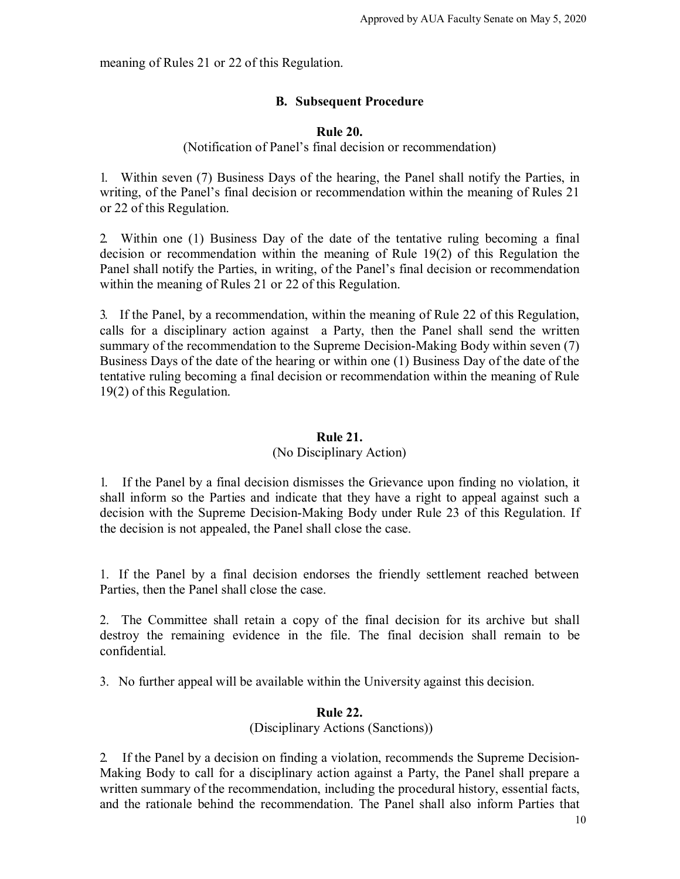meaning of Rules 21 or 22 of this Regulation.

### B. Subsequent Procedure

#### Rule 20.
(Notification of Panel's final decision or recommendation)

1. Within seven (7) Business Days of the hearing, the Panel shall notify the Parties, in writing, of the Panel's final decision or recommendation within the meaning of Rules 21 or 22 of this Regulation.

2. Within one (1) Business Day of the date of the tentative ruling becoming a final decision or recommendation within the meaning of Rule 19(2) of this Regulation the Panel shall notify the Parties, in writing, of the Panel's final decision or recommendation within the meaning of Rules 21 or 22 of this Regulation.

3. If the Panel, by a recommendation, within the meaning of Rule 22 of this Regulation, calls for a disciplinary action against a Party, then the Panel shall send the written summary of the recommendation to the Supreme Decision-Making Body within seven (7) Business Days of the date of the hearing or within one (1) Business Day of the date of the tentative ruling becoming a final decision or recommendation within the meaning of Rule 19(2) of this Regulation.

#### Rule 21.
(No Disciplinary Action)

1. If the Panel by a final decision dismisses the Grievance upon finding no violation, it shall inform so the Parties and indicate that they have a right to appeal against such a decision with the Supreme Decision-Making Body under Rule 23 of this Regulation. If the decision is not appealed, the Panel shall close the case.

1. If the Panel by a final decision endorses the friendly settlement reached between Parties, then the Panel shall close the case.

2. The Committee shall retain a copy of the final decision for its archive but shall destroy the remaining evidence in the file. The final decision shall remain to be confidential.

3. No further appeal will be available within the University against this decision.

#### Rule 22.
(Disciplinary Actions (Sanctions))

2. If the Panel by a decision on finding a violation, recommends the Supreme Decision-Making Body to call for a disciplinary action against a Party, the Panel shall prepare a written summary of the recommendation, including the procedural history, essential facts, and the rationale behind the recommendation. The Panel shall also inform Parties that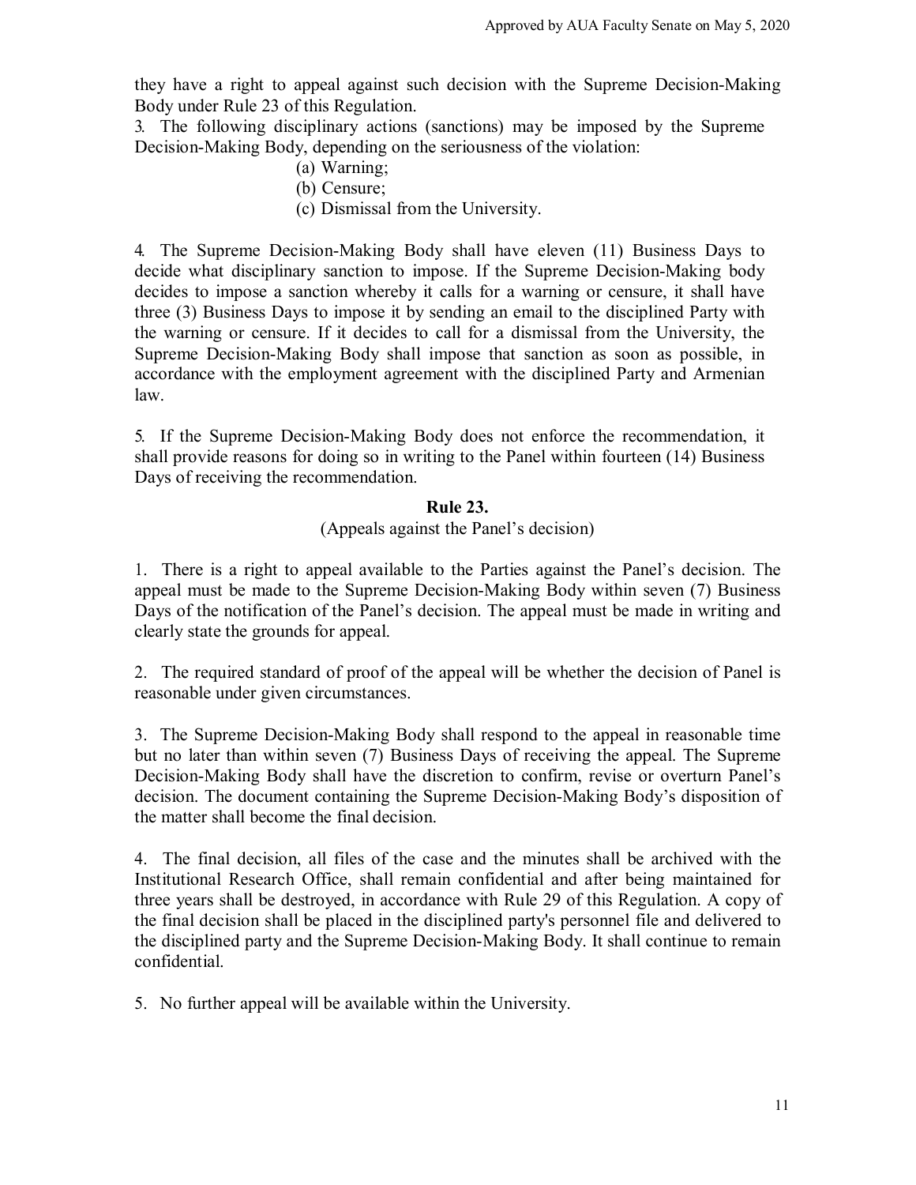they have a right to appeal against such decision with the Supreme Decision-Making Body under Rule 23 of this Regulation.

3. The following disciplinary actions (sanctions) may be imposed by the Supreme Decision-Making Body, depending on the seriousness of the violation:

   (a) Warning;
   (b) Censure;
   (c) Dismissal from the University.

4. The Supreme Decision-Making Body shall have eleven (11) Business Days to decide what disciplinary sanction to impose. If the Supreme Decision-Making body decides to impose a sanction whereby it calls for a warning or censure, it shall have three (3) Business Days to impose it by sending an email to the disciplined Party with the warning or censure. If it decides to call for a dismissal from the University, the Supreme Decision-Making Body shall impose that sanction as soon as possible, in accordance with the employment agreement with the disciplined Party and Armenian law.

5. If the Supreme Decision-Making Body does not enforce the recommendation, it shall provide reasons for doing so in writing to the Panel within fourteen (14) Business Days of receiving the recommendation.

## Rule 23.

(Appeals against the Panel's decision)

1. There is a right to appeal available to the Parties against the Panel's decision. The appeal must be made to the Supreme Decision-Making Body within seven (7) Business Days of the notification of the Panel's decision. The appeal must be made in writing and clearly state the grounds for appeal.

2. The required standard of proof of the appeal will be whether the decision of Panel is reasonable under given circumstances.

3. The Supreme Decision-Making Body shall respond to the appeal in reasonable time but no later than within seven (7) Business Days of receiving the appeal. The Supreme Decision-Making Body shall have the discretion to confirm, revise or overturn Panel's decision. The document containing the Supreme Decision-Making Body's disposition of the matter shall become the final decision.

4. The final decision, all files of the case and the minutes shall be archived with the Institutional Research Office, shall remain confidential and after being maintained for three years shall be destroyed, in accordance with Rule 29 of this Regulation. A copy of the final decision shall be placed in the disciplined party's personnel file and delivered to the disciplined party and the Supreme Decision-Making Body. It shall continue to remain confidential.

5. No further appeal will be available within the University.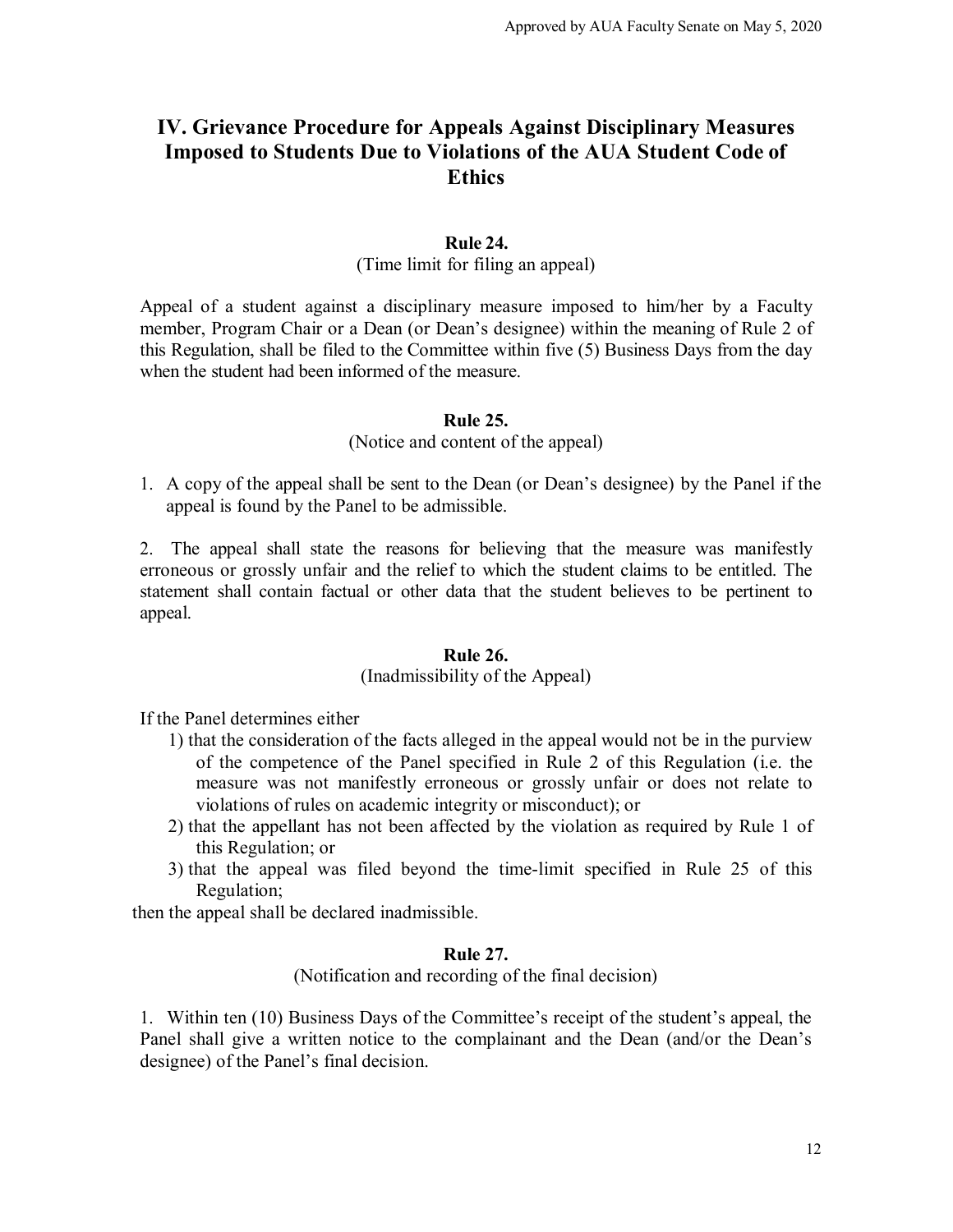## IV. Grievance Procedure for Appeals Against Disciplinary Measures Imposed to Students Due to Violations of the AUA Student Code of Ethics

### Rule 24.
(Time limit for filing an appeal)

Appeal of a student against a disciplinary measure imposed to him/her by a Faculty member, Program Chair or a Dean (or Dean's designee) within the meaning of Rule 2 of this Regulation, shall be filed to the Committee within five (5) Business Days from the day when the student had been informed of the measure.

### Rule 25.
(Notice and content of the appeal)

1. A copy of the appeal shall be sent to the Dean (or Dean's designee) by the Panel if the appeal is found by the Panel to be admissible.

2. The appeal shall state the reasons for believing that the measure was manifestly erroneous or grossly unfair and the relief to which the student claims to be entitled. The statement shall contain factual or other data that the student believes to be pertinent to appeal.

### Rule 26.
(Inadmissibility of the Appeal)

If the Panel determines either

1) that the consideration of the facts alleged in the appeal would not be in the purview of the competence of the Panel specified in Rule 2 of this Regulation (i.e. the measure was not manifestly erroneous or grossly unfair or does not relate to violations of rules on academic integrity or misconduct); or
2) that the appellant has not been affected by the violation as required by Rule 1 of this Regulation; or
3) that the appeal was filed beyond the time-limit specified in Rule 25 of this Regulation;

then the appeal shall be declared inadmissible.

### Rule 27.
(Notification and recording of the final decision)

1. Within ten (10) Business Days of the Committee's receipt of the student's appeal, the Panel shall give a written notice to the complainant and the Dean (and/or the Dean's designee) of the Panel's final decision.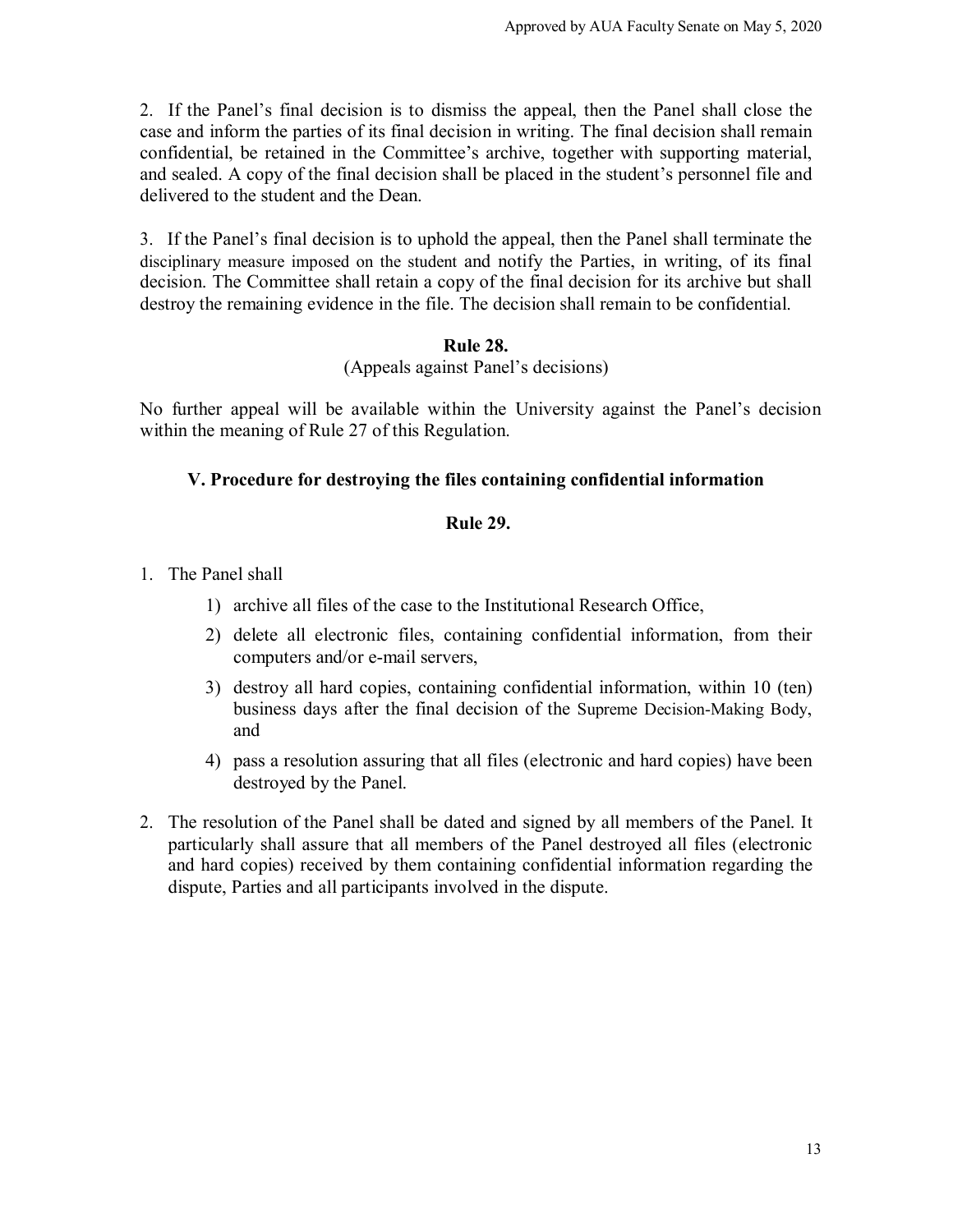2. If the Panel's final decision is to dismiss the appeal, then the Panel shall close the case and inform the parties of its final decision in writing. The final decision shall remain confidential, be retained in the Committee's archive, together with supporting material, and sealed. A copy of the final decision shall be placed in the student's personnel file and delivered to the student and the Dean.

3. If the Panel's final decision is to uphold the appeal, then the Panel shall terminate the disciplinary measure imposed on the student and notify the Parties, in writing, of its final decision. The Committee shall retain a copy of the final decision for its archive but shall destroy the remaining evidence in the file. The decision shall remain to be confidential.

**Rule 28.**

(Appeals against Panel's decisions)

No further appeal will be available within the University against the Panel's decision within the meaning of Rule 27 of this Regulation.

## V. Procedure for destroying the files containing confidential information

**Rule 29.**

1. The Panel shall
   1) archive all files of the case to the Institutional Research Office,
   2) delete all electronic files, containing confidential information, from their computers and/or e-mail servers,
   3) destroy all hard copies, containing confidential information, within 10 (ten) business days after the final decision of the Supreme Decision-Making Body, and
   4) pass a resolution assuring that all files (electronic and hard copies) have been destroyed by the Panel.
2. The resolution of the Panel shall be dated and signed by all members of the Panel. It particularly shall assure that all members of the Panel destroyed all files (electronic and hard copies) received by them containing confidential information regarding the dispute, Parties and all participants involved in the dispute.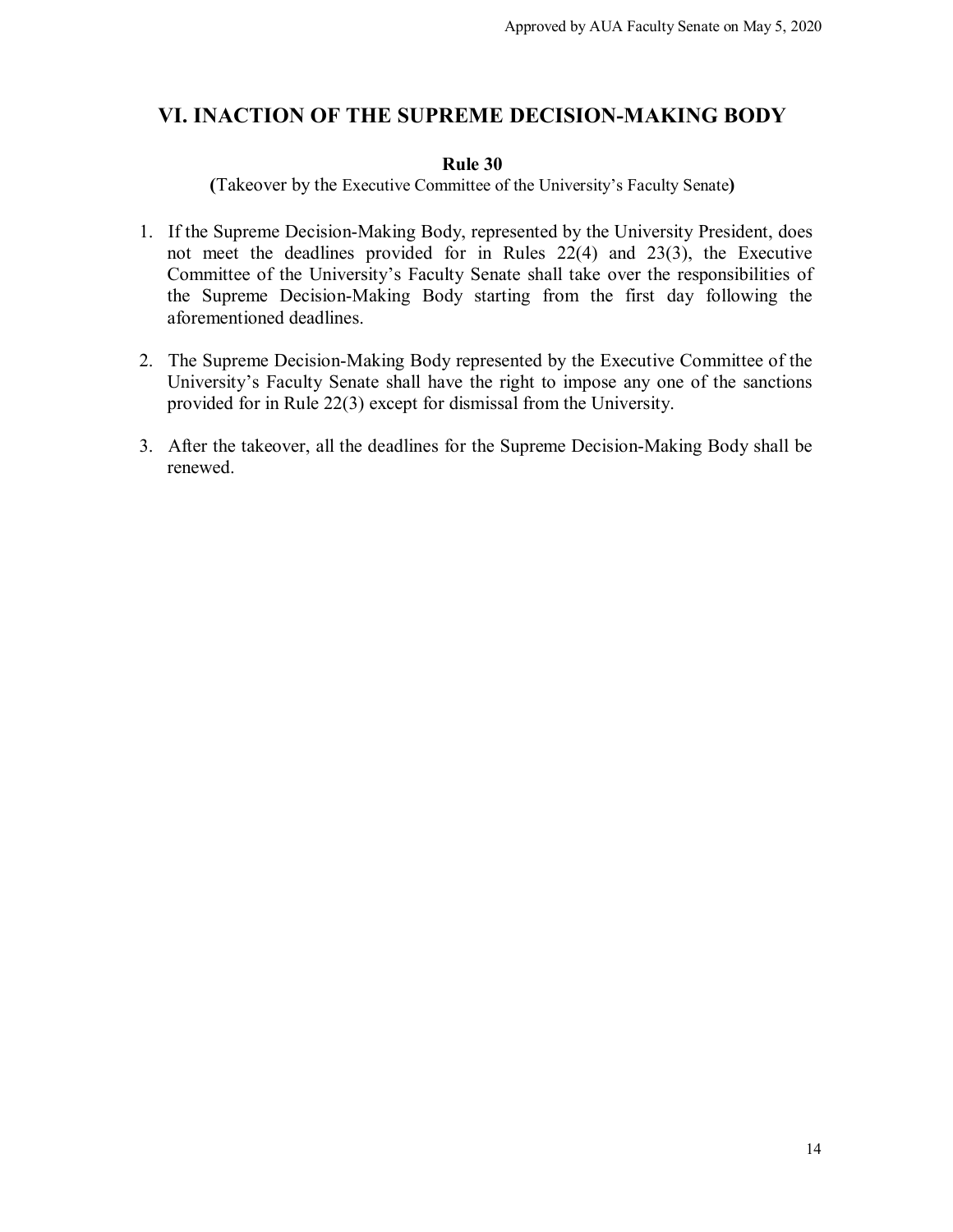## VI. INACTION OF THE SUPREME DECISION-MAKING BODY

**Rule 30**

**(**Takeover by the Executive Committee of the University's Faculty Senate**)**

1. If the Supreme Decision-Making Body, represented by the University President, does not meet the deadlines provided for in Rules 22(4) and 23(3), the Executive Committee of the University's Faculty Senate shall take over the responsibilities of the Supreme Decision-Making Body starting from the first day following the aforementioned deadlines.

2. The Supreme Decision-Making Body represented by the Executive Committee of the University's Faculty Senate shall have the right to impose any one of the sanctions provided for in Rule 22(3) except for dismissal from the University.

3. After the takeover, all the deadlines for the Supreme Decision-Making Body shall be renewed.